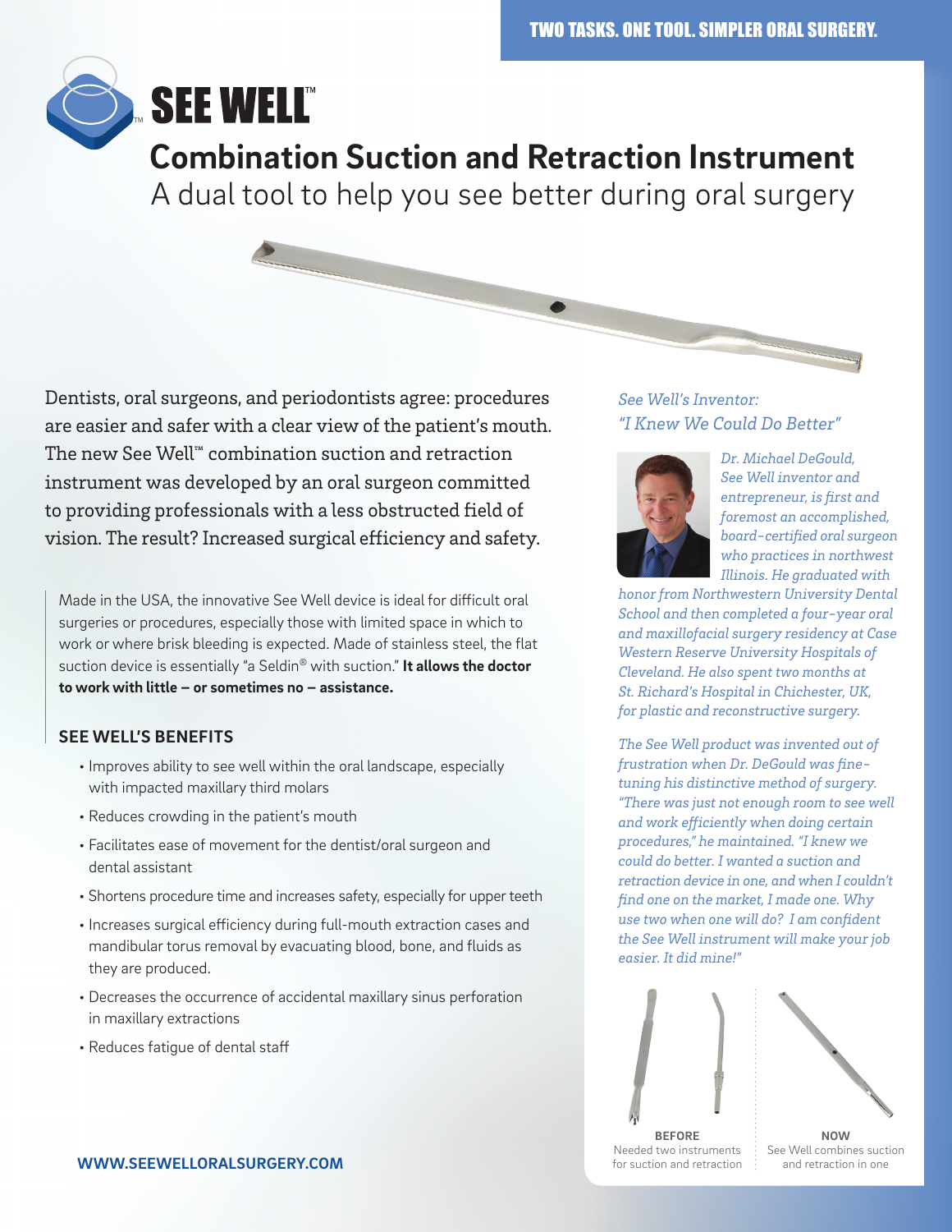TWO TASKS. ONE TOOL. SIMPLER ORAL SURGERY.

# SEE WELL™

## Combination Suction and Retraction Instrument

A dual tool to help you see better during oral surgery

Dentists, oral surgeons, and periodontists agree: procedures are easier and safer with a clear view of the patient's mouth. The new See Well™ combination suction and retraction instrument was developed by an oral surgeon committed to providing professionals with a less obstructed field of vision. The result? Increased surgical efficiency and safety.

Made in the USA, the innovative See Well device is ideal for difficult oral surgeries or procedures, especially those with limited space in which to work or where brisk bleeding is expected. Made of stainless steel, the flat suction device is essentially "a Seldin® with suction." **It allows the doctor to work with little – or sometimes no – assistance.**

### SEE WELL'S BENEFITS

- Improves ability to see well within the oral landscape, especially with impacted maxillary third molars
- Reduces crowding in the patient's mouth
- Facilitates ease of movement for the dentist/oral surgeon and dental assistant
- Shortens procedure time and increases safety, especially for upper teeth
- Increases surgical efficiency during full-mouth extraction cases and mandibular torus removal by evacuating blood, bone, and fluids as they are produced.
- Decreases the occurrence of accidental maxillary sinus perforation in maxillary extractions
- Reduces fatigue of dental staff

*See Well's Inventor:*
*"I Knew We Could Do Better"*

*Dr. Michael DeGould, See Well inventor and entrepreneur, is first and foremost an accomplished, board-certified oral surgeon who practices in northwest Illinois. He graduated with honor from Northwestern University Dental School and then completed a four-year oral and maxillofacial surgery residency at Case Western Reserve University Hospitals of Cleveland. He also spent two months at St. Richard's Hospital in Chichester, UK, for plastic and reconstructive surgery.*

*The See Well product was invented out of frustration when Dr. DeGould was fine-tuning his distinctive method of surgery. "There was just not enough room to see well and work efficiently when doing certain procedures," he maintained. "I knew we could do better. I wanted a suction and retraction device in one, and when I couldn't find one on the market, I made one. Why use two when one will do? I am confident the See Well instrument will make your job easier. It did mine!"*

**BEFORE**
Needed two instruments for suction and retraction

**NOW**
See Well combines suction and retraction in one

**WWW.SEEWELLORALSURGERY.COM**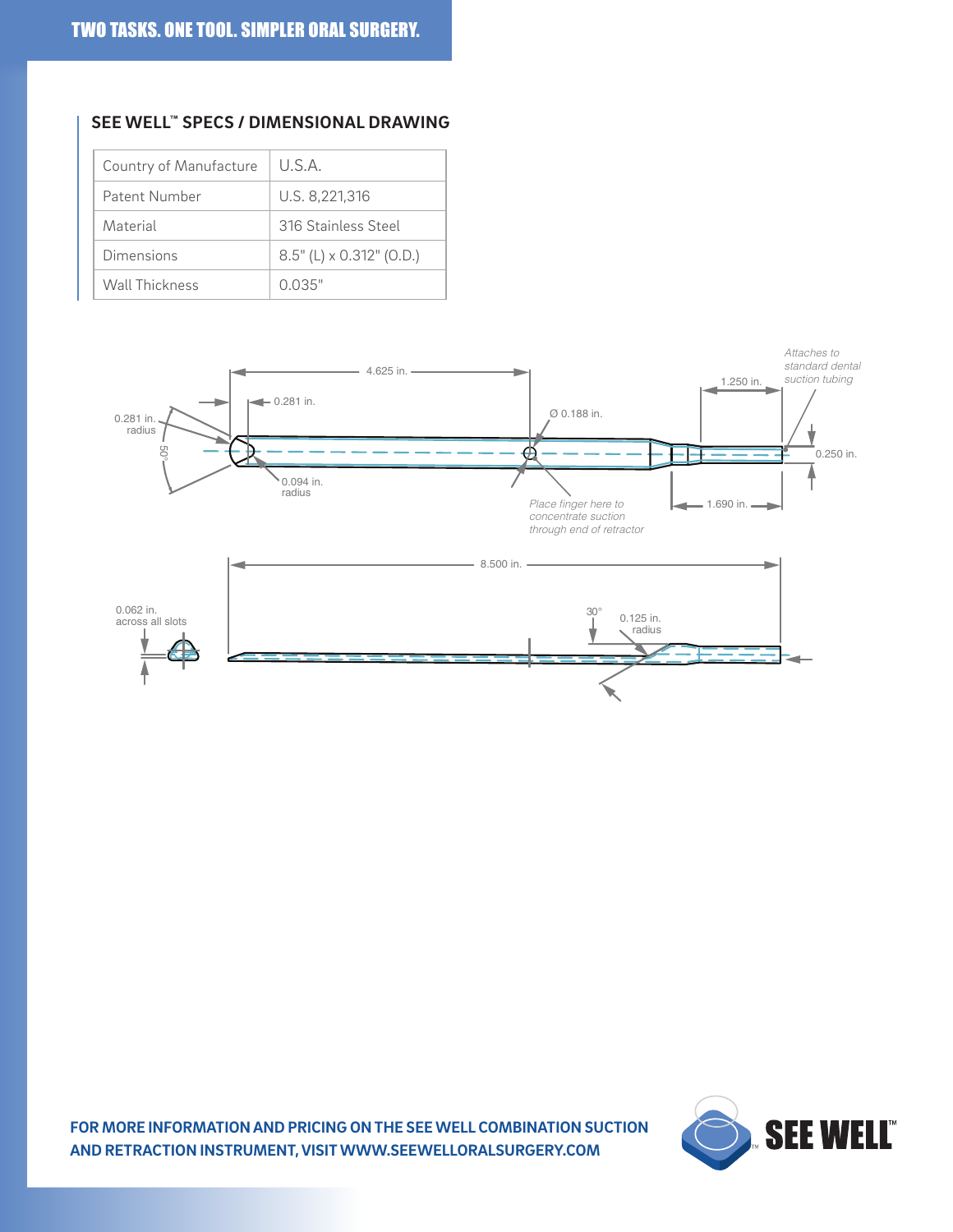TWO TASKS. ONE TOOL. SIMPLER ORAL SURGERY.

## SEE WELL™ SPECS / DIMENSIONAL DRAWING

| | |
|---|---|
| Country of Manufacture | U.S.A. |
| Patent Number | U.S. 8,221,316 |
| Material | 316 Stainless Steel |
| Dimensions | 8.5" (L) x 0.312" (O.D.) |
| Wall Thickness | 0.035" |

4.625 in.

0.281 in.

0.281 in. radius

50°

0.094 in. radius

Ø 0.188 in.

*Place finger here to concentrate suction through end of retractor*

1.250 in.

*Attaches to standard dental suction tubing*

0.250 in.

1.690 in.

8.500 in.

0.062 in. across all slots

30°

0.125 in. radius

**FOR MORE INFORMATION AND PRICING ON THE SEE WELL COMBINATION SUCTION AND RETRACTION INSTRUMENT, VISIT WWW.SEEWELLORALSURGERY.COM**

SEE WELL™